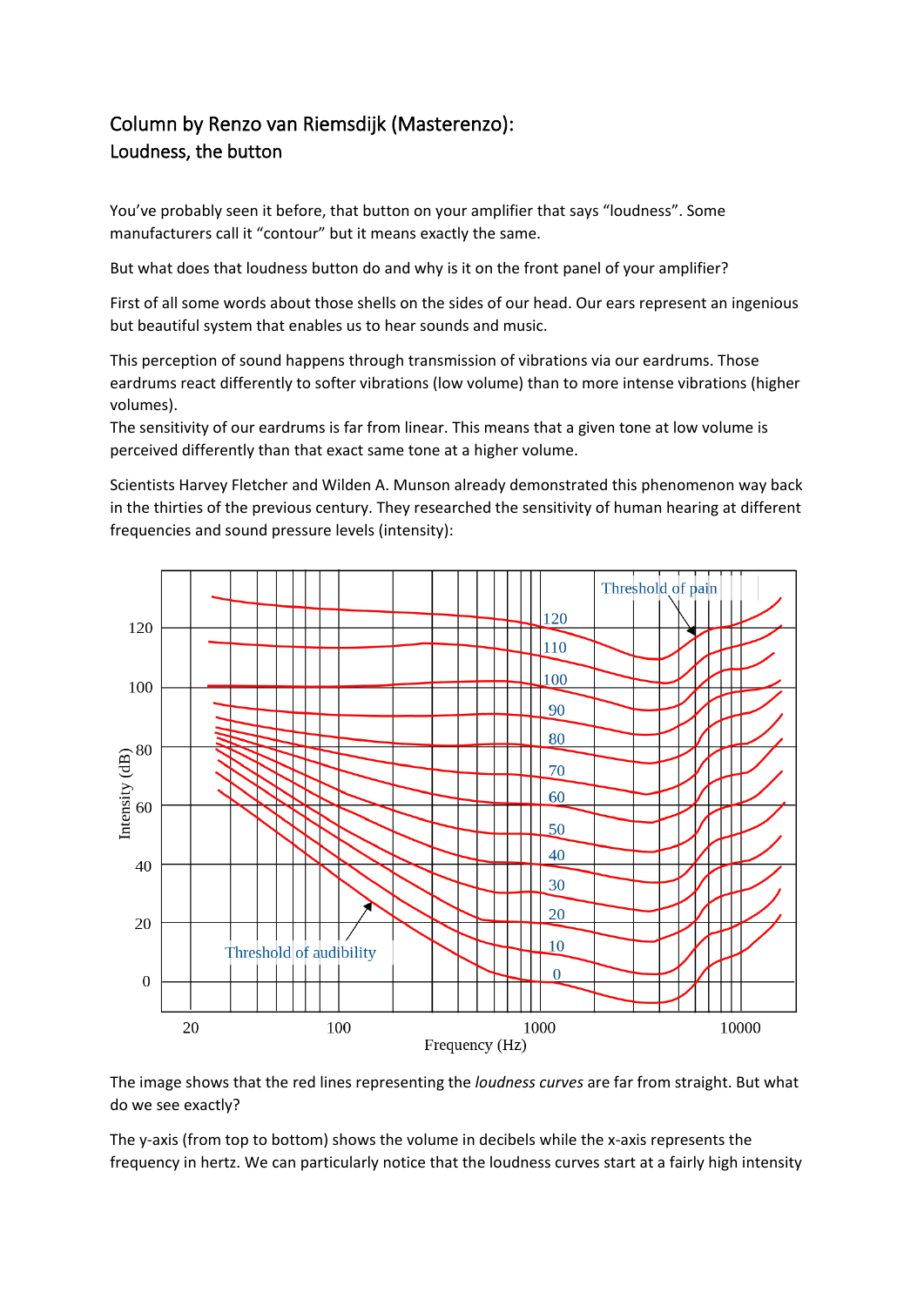Column by Renzo van Riemsdijk (Masterenzo):
Loudness, the button

You've probably seen it before, that button on your amplifier that says "loudness". Some manufacturers call it "contour" but it means exactly the same.

But what does that loudness button do and why is it on the front panel of your amplifier?

First of all some words about those shells on the sides of our head. Our ears represent an ingenious but beautiful system that enables us to hear sounds and music.

This perception of sound happens through transmission of vibrations via our eardrums. Those eardrums react differently to softer vibrations (low volume) than to more intense vibrations (higher volumes).
The sensitivity of our eardrums is far from linear. This means that a given tone at low volume is perceived differently than that exact same tone at a higher volume.

Scientists Harvey Fletcher and Wilden A. Munson already demonstrated this phenomenon way back in the thirties of the previous century. They researched the sensitivity of human hearing at different frequencies and sound pressure levels (intensity):

The image shows that the red lines representing the *loudness curves* are far from straight. But what do we see exactly?

The y-axis (from top to bottom) shows the volume in decibels while the x-axis represents the frequency in hertz. We can particularly notice that the loudness curves start at a fairly high intensity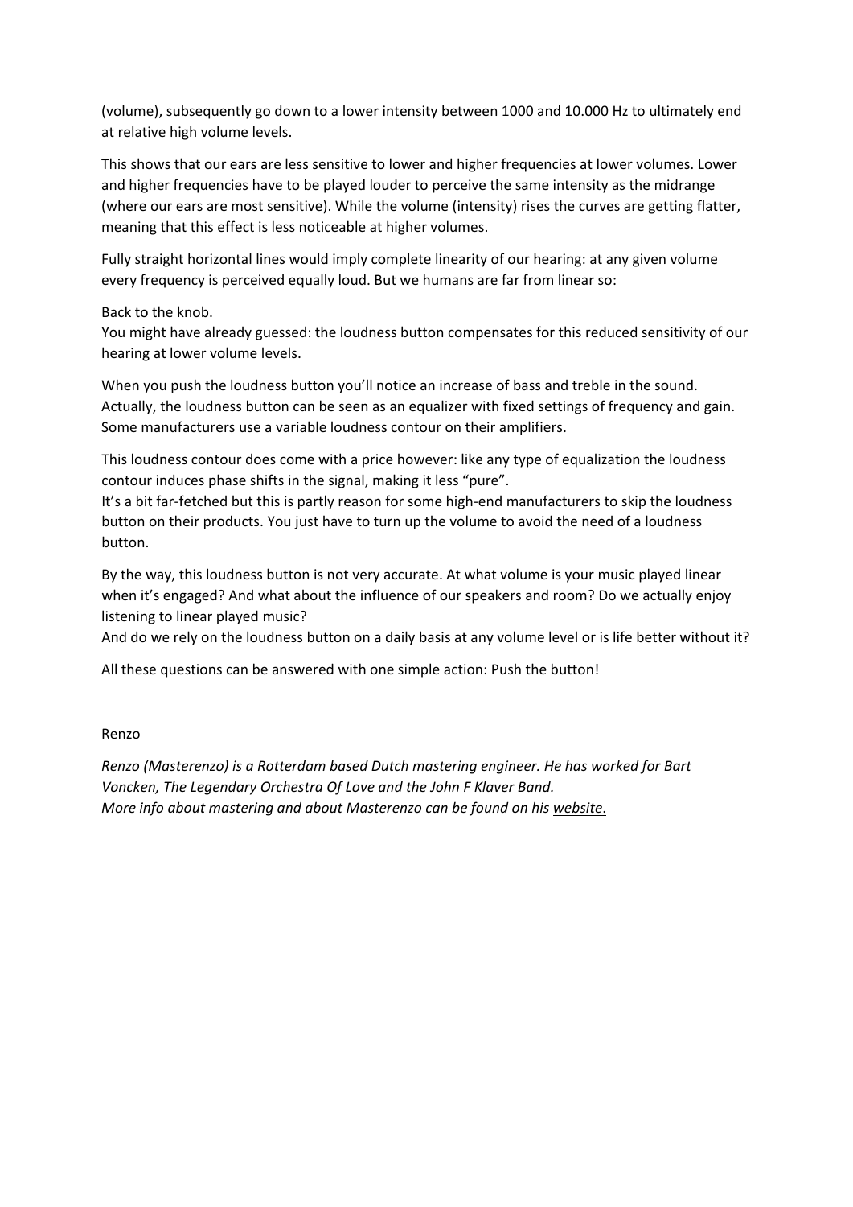(volume), subsequently go down to a lower intensity between 1000 and 10.000 Hz to ultimately end at relative high volume levels.

This shows that our ears are less sensitive to lower and higher frequencies at lower volumes. Lower and higher frequencies have to be played louder to perceive the same intensity as the midrange (where our ears are most sensitive). While the volume (intensity) rises the curves are getting flatter, meaning that this effect is less noticeable at higher volumes.

Fully straight horizontal lines would imply complete linearity of our hearing: at any given volume every frequency is perceived equally loud. But we humans are far from linear so:

Back to the knob.
You might have already guessed: the loudness button compensates for this reduced sensitivity of our hearing at lower volume levels.

When you push the loudness button you'll notice an increase of bass and treble in the sound. Actually, the loudness button can be seen as an equalizer with fixed settings of frequency and gain. Some manufacturers use a variable loudness contour on their amplifiers.

This loudness contour does come with a price however: like any type of equalization the loudness contour induces phase shifts in the signal, making it less "pure".
It's a bit far-fetched but this is partly reason for some high-end manufacturers to skip the loudness button on their products. You just have to turn up the volume to avoid the need of a loudness button.

By the way, this loudness button is not very accurate. At what volume is your music played linear when it's engaged? And what about the influence of our speakers and room? Do we actually enjoy listening to linear played music?
And do we rely on the loudness button on a daily basis at any volume level or is life better without it?

All these questions can be answered with one simple action: Push the button!

Renzo

*Renzo (Masterenzo) is a Rotterdam based Dutch mastering engineer. He has worked for Bart Voncken, The Legendary Orchestra Of Love and the John F Klaver Band.*
*More info about mastering and about Masterenzo can be found on his website.*